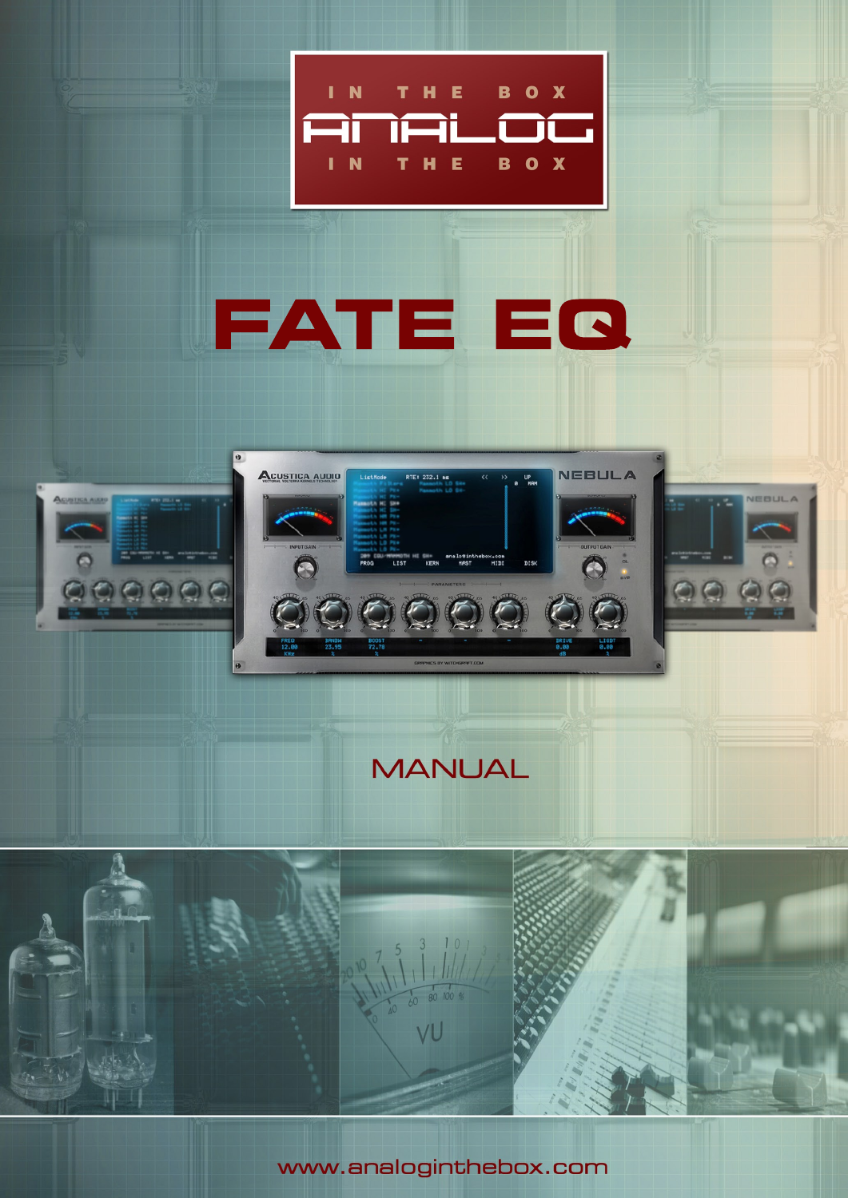IN THE BOX

ANALOG

IN THE BOX

# FATE EQ

## MANUAL

www.analoginthebox.com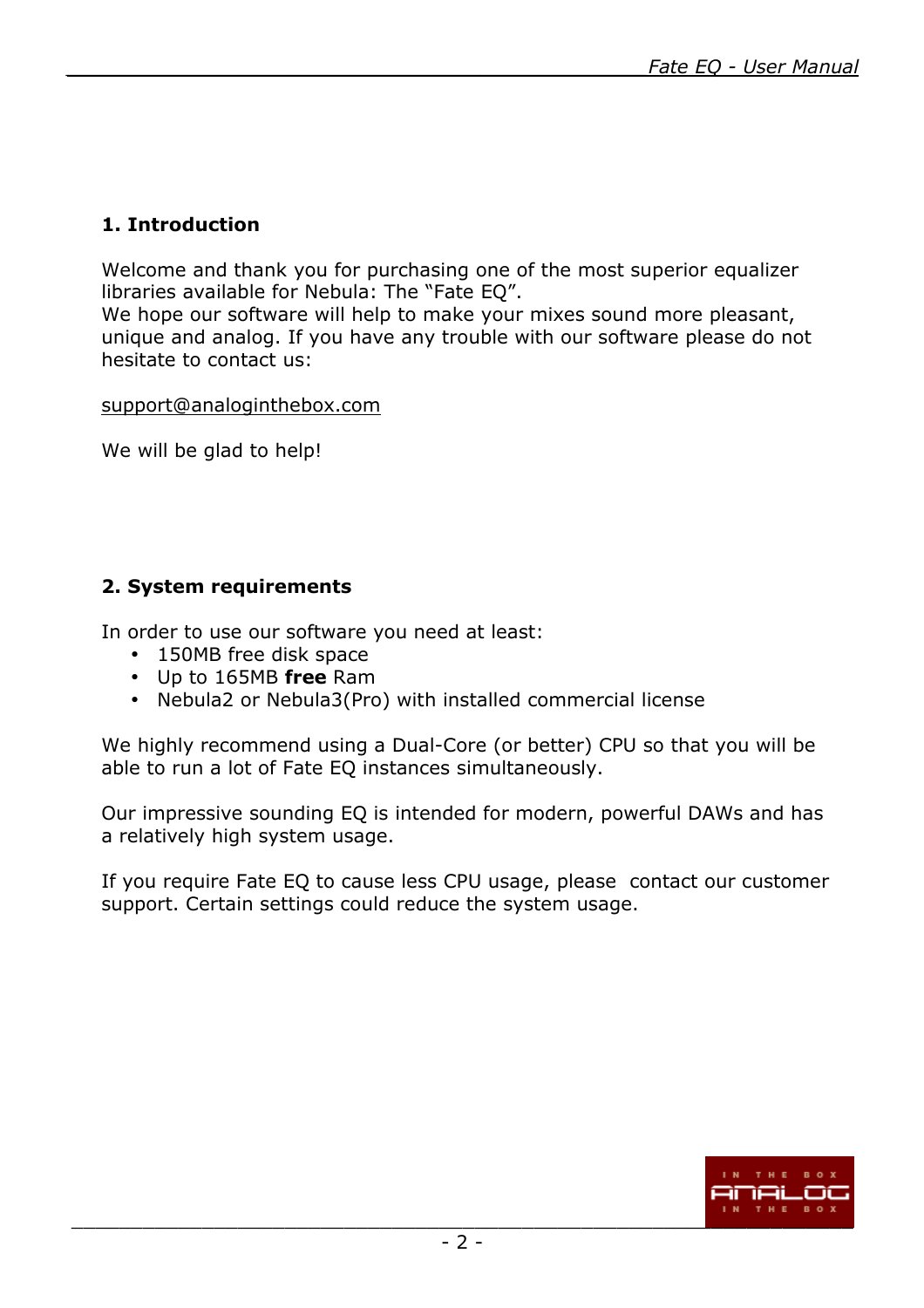## 1. Introduction

Welcome and thank you for purchasing one of the most superior equalizer libraries available for Nebula: The “Fate EQ”.
We hope our software will help to make your mixes sound more pleasant, unique and analog. If you have any trouble with our software please do not hesitate to contact us:

support@analoginthebox.com

We will be glad to help!

## 2. System requirements

In order to use our software you need at least:

- 150MB free disk space
- Up to 165MB **free** Ram
- Nebula2 or Nebula3(Pro) with installed commercial license

We highly recommend using a Dual-Core (or better) CPU so that you will be able to run a lot of Fate EQ instances simultaneously.

Our impressive sounding EQ is intended for modern, powerful DAWs and has a relatively high system usage.

If you require Fate EQ to cause less CPU usage, please contact our customer support. Certain settings could reduce the system usage.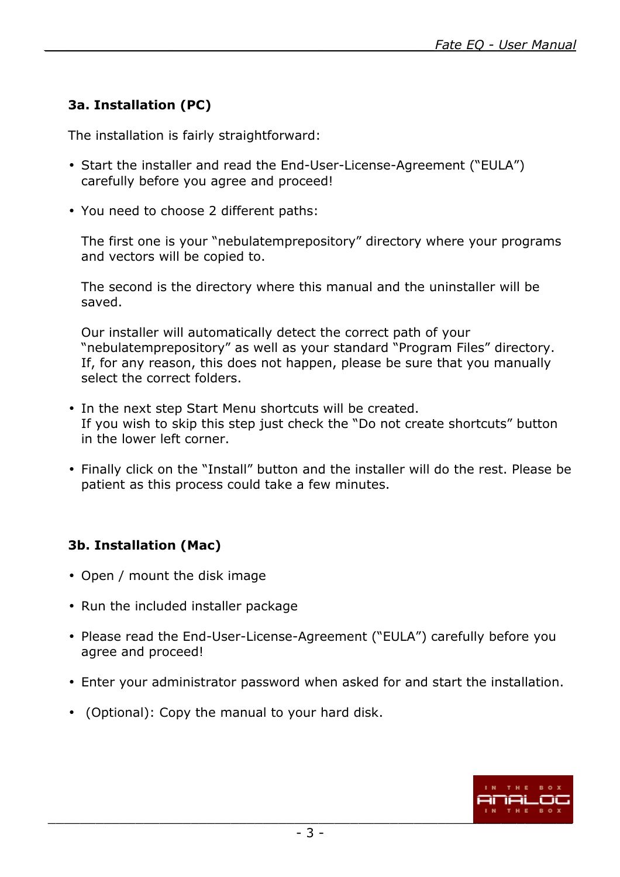### 3a. Installation (PC)

The installation is fairly straightforward:

- Start the installer and read the End-User-License-Agreement ("EULA") carefully before you agree and proceed!

- You need to choose 2 different paths:

  The first one is your "nebulatemprepository" directory where your programs and vectors will be copied to.

  The second is the directory where this manual and the uninstaller will be saved.

  Our installer will automatically detect the correct path of your "nebulatemprepository" as well as your standard "Program Files" directory. If, for any reason, this does not happen, please be sure that you manually select the correct folders.

- In the next step Start Menu shortcuts will be created.
  If you wish to skip this step just check the "Do not create shortcuts" button in the lower left corner.

- Finally click on the "Install" button and the installer will do the rest. Please be patient as this process could take a few minutes.

### 3b. Installation (Mac)

- Open / mount the disk image

- Run the included installer package

- Please read the End-User-License-Agreement ("EULA") carefully before you agree and proceed!

- Enter your administrator password when asked for and start the installation.

- (Optional): Copy the manual to your hard disk.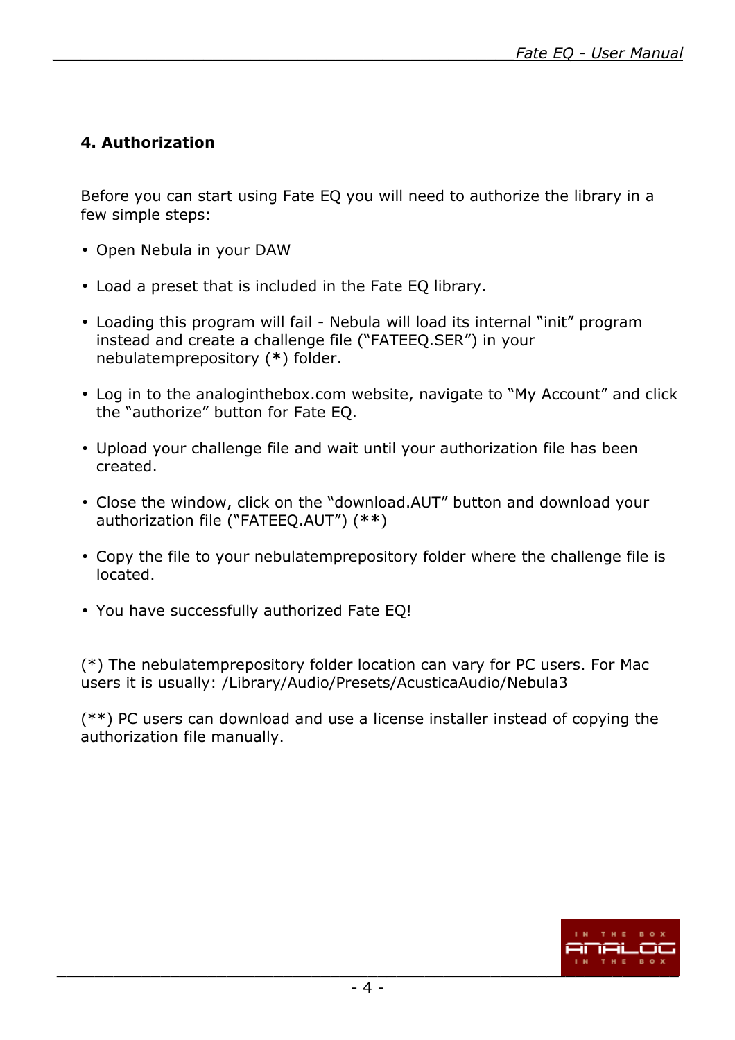## 4. Authorization

Before you can start using Fate EQ you will need to authorize the library in a few simple steps:

- Open Nebula in your DAW
- Load a preset that is included in the Fate EQ library.
- Loading this program will fail - Nebula will load its internal "init" program instead and create a challenge file ("FATEEQ.SER") in your nebulatemprepository (**\***) folder.
- Log in to the analoginthebox.com website, navigate to "My Account" and click the "authorize" button for Fate EQ.
- Upload your challenge file and wait until your authorization file has been created.
- Close the window, click on the "download.AUT" button and download your authorization file ("FATEEQ.AUT") (**\*\***)
- Copy the file to your nebulatemprepository folder where the challenge file is located.
- You have successfully authorized Fate EQ!

(*) The nebulatemprepository folder location can vary for PC users. For Mac users it is usually: /Library/Audio/Presets/AcusticaAudio/Nebula3

(**) PC users can download and use a license installer instead of copying the authorization file manually.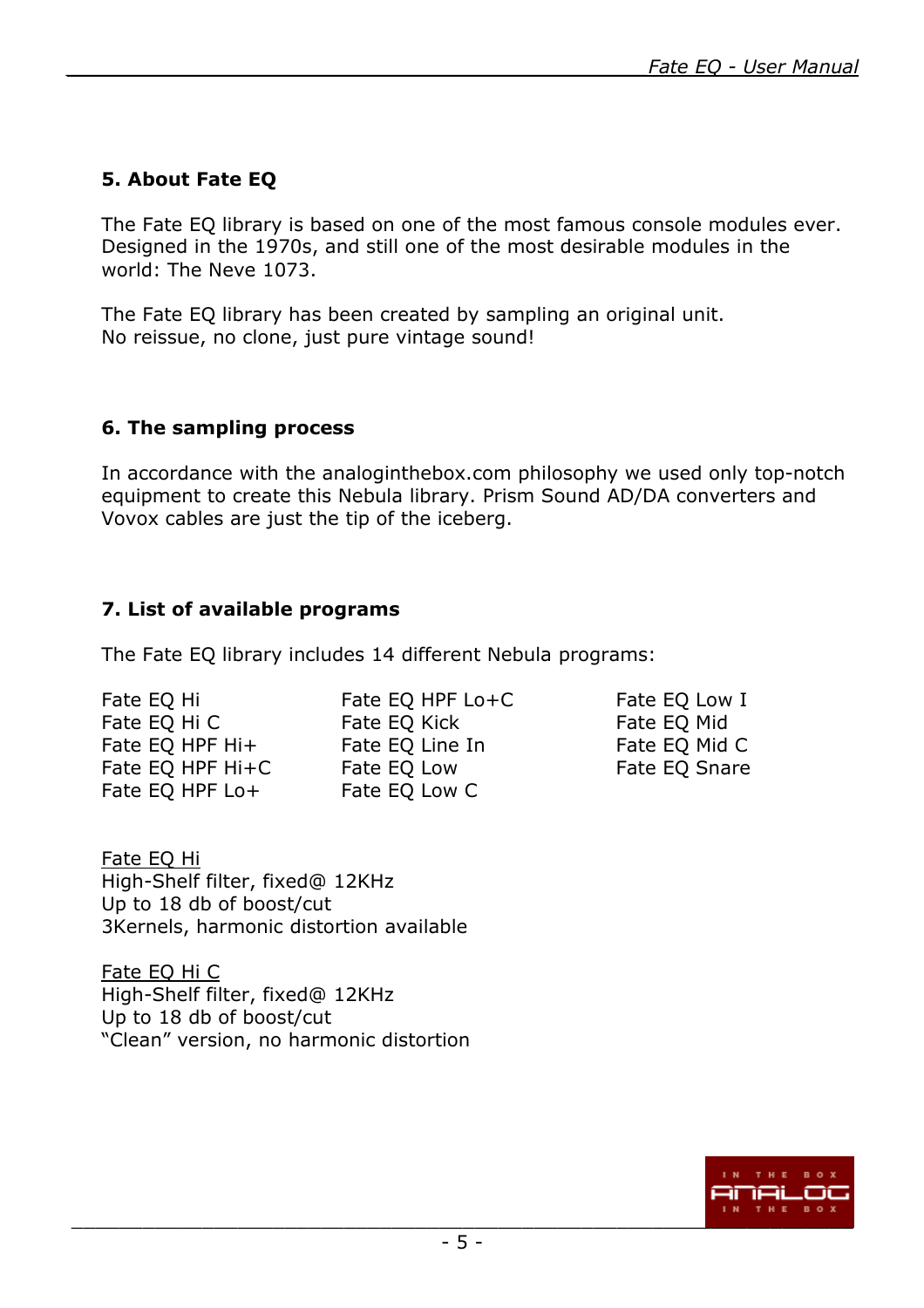## 5. About Fate EQ

The Fate EQ library is based on one of the most famous console modules ever. Designed in the 1970s, and still one of the most desirable modules in the world: The Neve 1073.

The Fate EQ library has been created by sampling an original unit.
No reissue, no clone, just pure vintage sound!

## 6. The sampling process

In accordance with the analoginthebox.com philosophy we used only top-notch equipment to create this Nebula library. Prism Sound AD/DA converters and Vovox cables are just the tip of the iceberg.

## 7. List of available programs

The Fate EQ library includes 14 different Nebula programs:

- Fate EQ Hi
- Fate EQ Hi C
- Fate EQ HPF Hi+
- Fate EQ HPF Hi+C
- Fate EQ HPF Lo+
- Fate EQ HPF Lo+C
- Fate EQ Kick
- Fate EQ Line In
- Fate EQ Low
- Fate EQ Low C
- Fate EQ Low I
- Fate EQ Mid
- Fate EQ Mid C
- Fate EQ Snare

<u>Fate EQ Hi</u>
High-Shelf filter, fixed@ 12KHz
Up to 18 db of boost/cut
3Kernels, harmonic distortion available

<u>Fate EQ Hi C</u>
High-Shelf filter, fixed@ 12KHz
Up to 18 db of boost/cut
"Clean" version, no harmonic distortion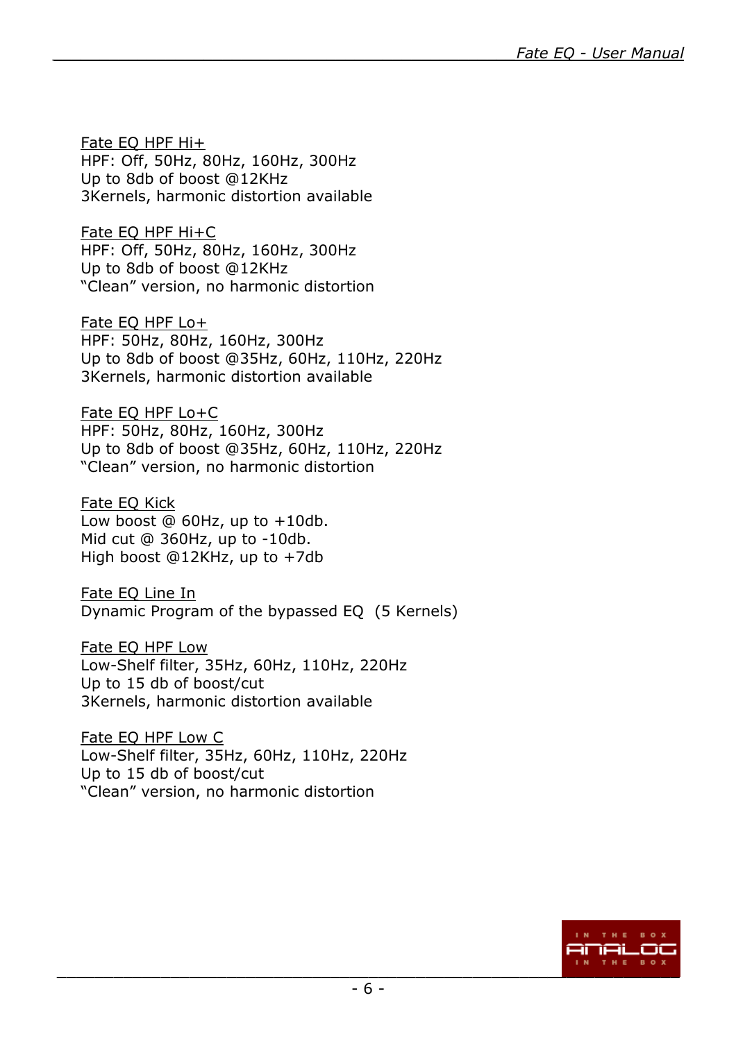<u>Fate EQ HPF Hi+</u>
HPF: Off, 50Hz, 80Hz, 160Hz, 300Hz
Up to 8db of boost @12KHz
3Kernels, harmonic distortion available

<u>Fate EQ HPF Hi+C</u>
HPF: Off, 50Hz, 80Hz, 160Hz, 300Hz
Up to 8db of boost @12KHz
"Clean" version, no harmonic distortion

<u>Fate EQ HPF Lo+</u>
HPF: 50Hz, 80Hz, 160Hz, 300Hz
Up to 8db of boost @35Hz, 60Hz, 110Hz, 220Hz
3Kernels, harmonic distortion available

<u>Fate EQ HPF Lo+C</u>
HPF: 50Hz, 80Hz, 160Hz, 300Hz
Up to 8db of boost @35Hz, 60Hz, 110Hz, 220Hz
"Clean" version, no harmonic distortion

<u>Fate EQ Kick</u>
Low boost @ 60Hz, up to +10db.
Mid cut @ 360Hz, up to -10db.
High boost @12KHz, up to +7db

<u>Fate EQ Line In</u>
Dynamic Program of the bypassed EQ (5 Kernels)

<u>Fate EQ HPF Low</u>
Low-Shelf filter, 35Hz, 60Hz, 110Hz, 220Hz
Up to 15 db of boost/cut
3Kernels, harmonic distortion available

<u>Fate EQ HPF Low C</u>
Low-Shelf filter, 35Hz, 60Hz, 110Hz, 220Hz
Up to 15 db of boost/cut
"Clean" version, no harmonic distortion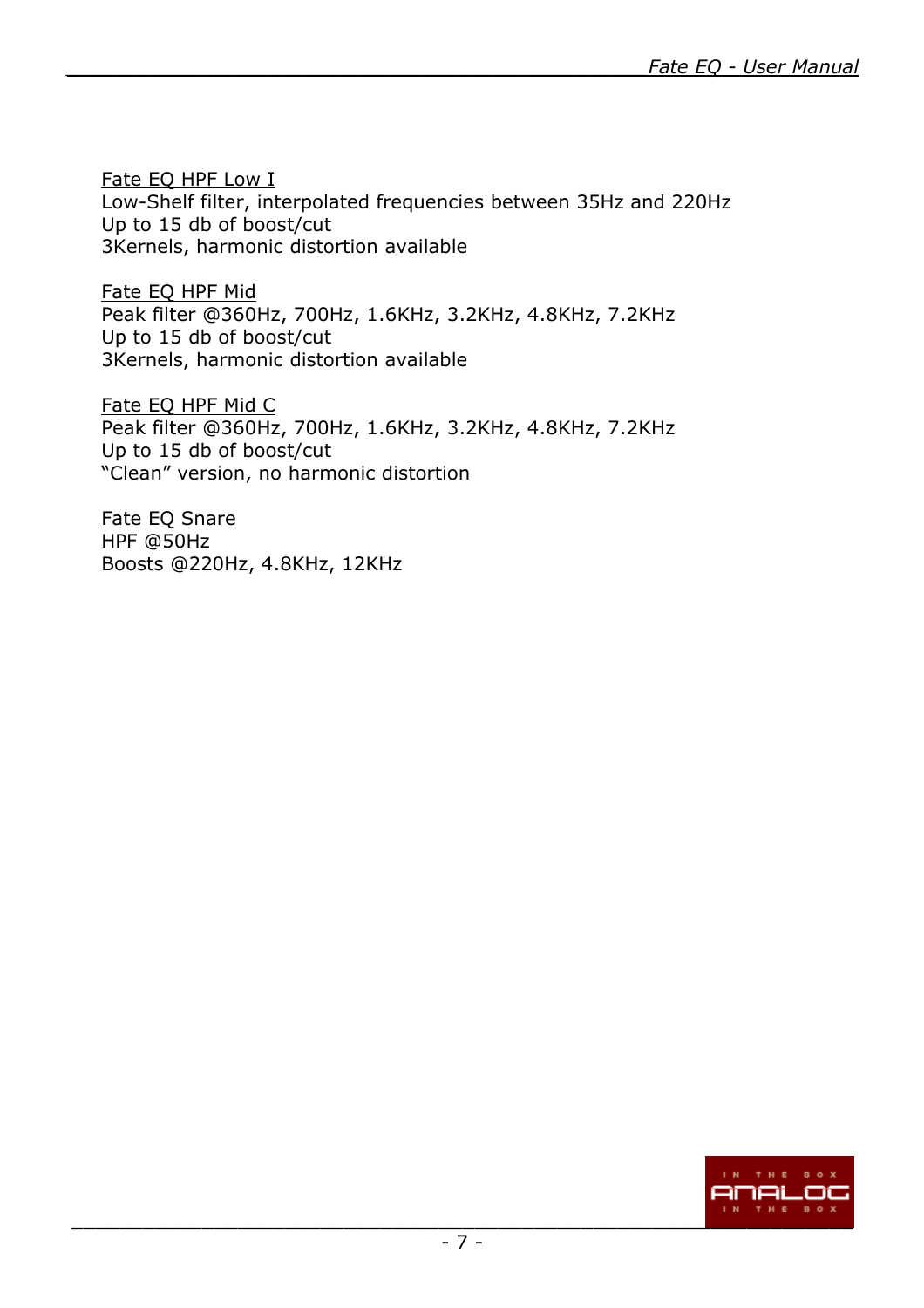Fate EQ HPF Low I
Low-Shelf filter, interpolated frequencies between 35Hz and 220Hz
Up to 15 db of boost/cut
3Kernels, harmonic distortion available

Fate EQ HPF Mid
Peak filter @360Hz, 700Hz, 1.6KHz, 3.2KHz, 4.8KHz, 7.2KHz
Up to 15 db of boost/cut
3Kernels, harmonic distortion available

Fate EQ HPF Mid C
Peak filter @360Hz, 700Hz, 1.6KHz, 3.2KHz, 4.8KHz, 7.2KHz
Up to 15 db of boost/cut
"Clean" version, no harmonic distortion

Fate EQ Snare
HPF @50Hz
Boosts @220Hz, 4.8KHz, 12KHz